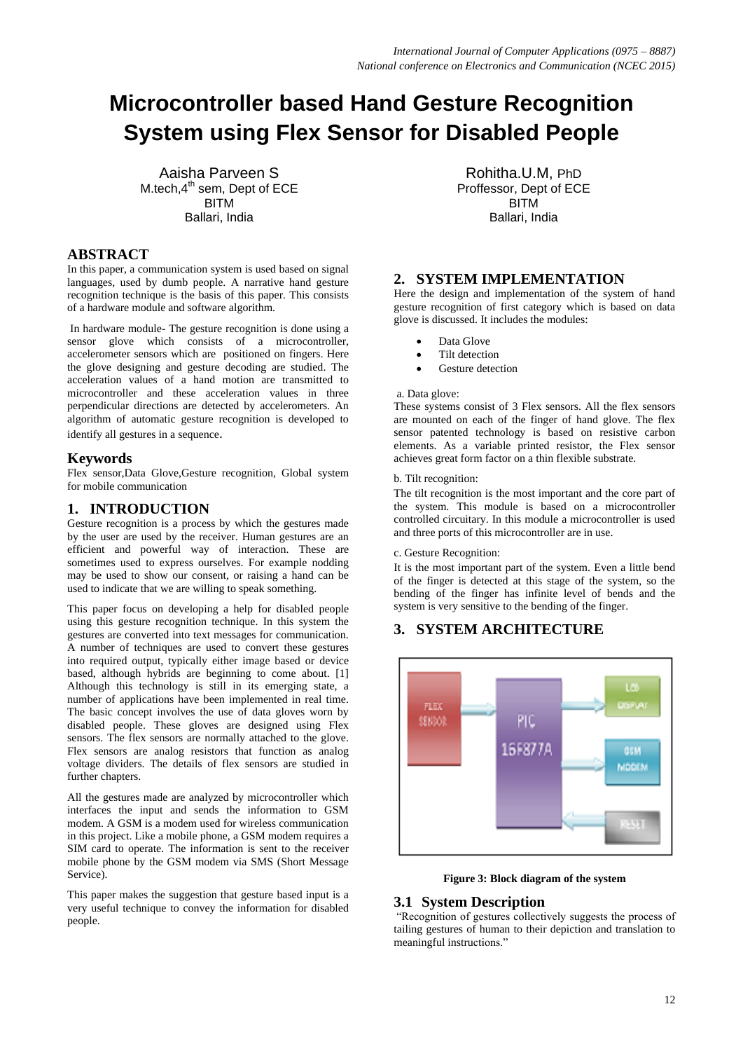# Microcontroller based Hand Gesture Recognition System using Flex Sensor for Disabled People

Aaisha Parveen S
M.tech,4th sem, Dept of ECE
BITM
Ballari, India

Rohitha.U.M, PhD
Proffessor, Dept of ECE
BITM
Ballari, India

## ABSTRACT

In this paper, a communication system is used based on signal languages, used by dumb people. A narrative hand gesture recognition technique is the basis of this paper. This consists of a hardware module and software algorithm.

In hardware module- The gesture recognition is done using a sensor glove which consists of a microcontroller, accelerometer sensors which are positioned on fingers. Here the glove designing and gesture decoding are studied. The acceleration values of a hand motion are transmitted to microcontroller and these acceleration values in three perpendicular directions are detected by accelerometers. An algorithm of automatic gesture recognition is developed to identify all gestures in a sequence.

## Keywords

Flex sensor,Data Glove,Gesture recognition, Global system for mobile communication

## 1. INTRODUCTION

Gesture recognition is a process by which the gestures made by the user are used by the receiver. Human gestures are an efficient and powerful way of interaction. These are sometimes used to express ourselves. For example nodding may be used to show our consent, or raising a hand can be used to indicate that we are willing to speak something.

This paper focus on developing a help for disabled people using this gesture recognition technique. In this system the gestures are converted into text messages for communication. A number of techniques are used to convert these gestures into required output, typically either image based or device based, although hybrids are beginning to come about. [1] Although this technology is still in its emerging state, a number of applications have been implemented in real time. The basic concept involves the use of data gloves worn by disabled people. These gloves are designed using Flex sensors. The flex sensors are normally attached to the glove. Flex sensors are analog resistors that function as analog voltage dividers. The details of flex sensors are studied in further chapters.

All the gestures made are analyzed by microcontroller which interfaces the input and sends the information to GSM modem. A GSM is a modem used for wireless communication in this project. Like a mobile phone, a GSM modem requires a SIM card to operate. The information is sent to the receiver mobile phone by the GSM modem via SMS (Short Message Service).

This paper makes the suggestion that gesture based input is a very useful technique to convey the information for disabled people.

## 2. SYSTEM IMPLEMENTATION

Here the design and implementation of the system of hand gesture recognition of first category which is based on data glove is discussed. It includes the modules:

- Data Glove
- Tilt detection
- Gesture detection

a. Data glove:

These systems consist of 3 Flex sensors. All the flex sensors are mounted on each of the finger of hand glove. The flex sensor patented technology is based on resistive carbon elements. As a variable printed resistor, the Flex sensor achieves great form factor on a thin flexible substrate.

b. Tilt recognition:

The tilt recognition is the most important and the core part of the system. This module is based on a microcontroller controlled circuitary. In this module a microcontroller is used and three ports of this microcontroller are in use.

c. Gesture Recognition:

It is the most important part of the system. Even a little bend of the finger is detected at this stage of the system, so the bending of the finger has infinite level of bends and the system is very sensitive to the bending of the finger.

## 3. SYSTEM ARCHITECTURE

**Figure 3: Block diagram of the system**

### 3.1 System Description

"Recognition of gestures collectively suggests the process of tailing gestures of human to their depiction and translation to meaningful instructions."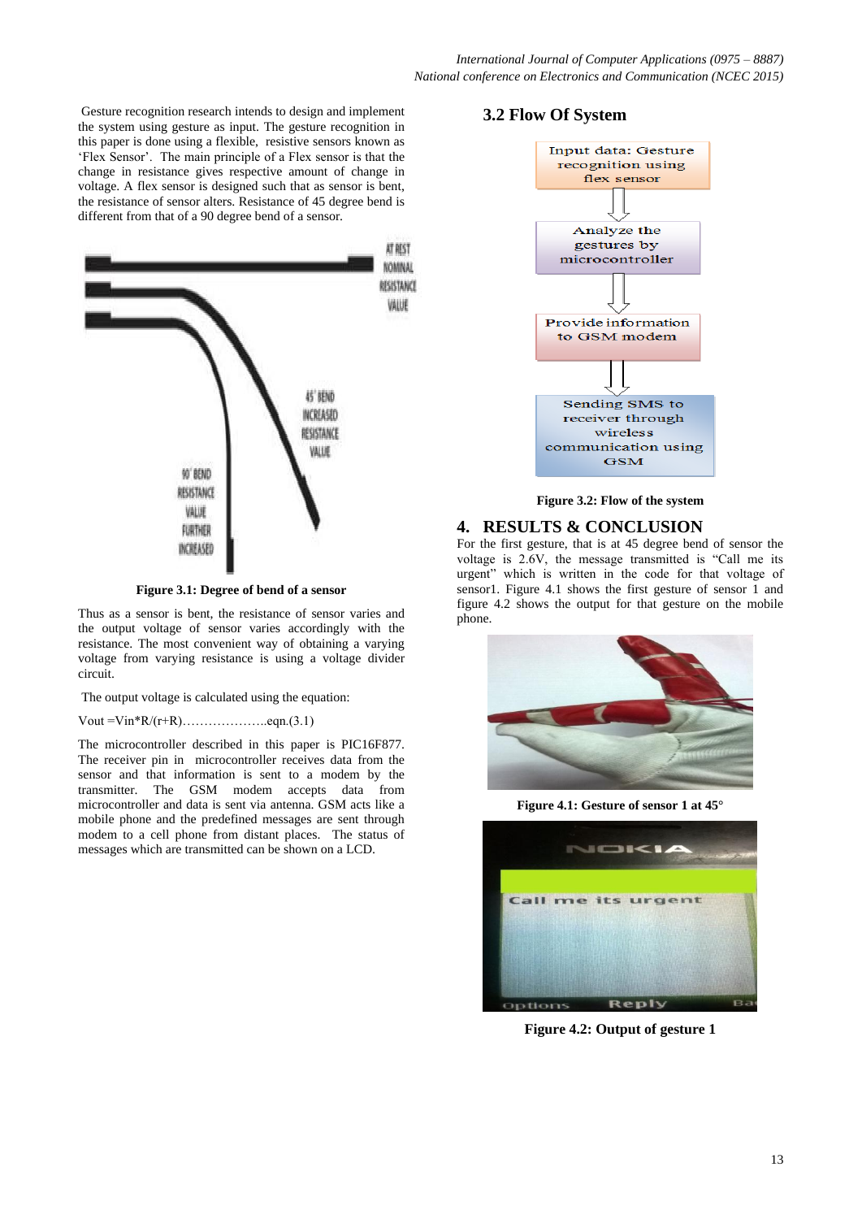Gesture recognition research intends to design and implement the system using gesture as input. The gesture recognition in this paper is done using a flexible, resistive sensors known as 'Flex Sensor'. The main principle of a Flex sensor is that the change in resistance gives respective amount of change in voltage. A flex sensor is designed such that as sensor is bent, the resistance of sensor alters. Resistance of 45 degree bend is different from that of a 90 degree bend of a sensor.

**Figure 3.1: Degree of bend of a sensor**

Thus as a sensor is bent, the resistance of sensor varies and the output voltage of sensor varies accordingly with the resistance. The most convenient way of obtaining a varying voltage from varying resistance is using a voltage divider circuit.

The output voltage is calculated using the equation:

$V_{out} = V_{in} * R/(r+R)$……………….eqn.(3.1)

The microcontroller described in this paper is PIC16F877. The receiver pin in microcontroller receives data from the sensor and that information is sent to a modem by the transmitter. The GSM modem accepts data from microcontroller and data is sent via antenna. GSM acts like a mobile phone and the predefined messages are sent through modem to a cell phone from distant places. The status of messages which are transmitted can be shown on a LCD.

## 3.2 Flow Of System

**Figure 3.2: Flow of the system**

## 4. RESULTS & CONCLUSION

For the first gesture, that is at 45 degree bend of sensor the voltage is 2.6V, the message transmitted is "Call me its urgent" which is written in the code for that voltage of sensor1. Figure 4.1 shows the first gesture of sensor 1 and figure 4.2 shows the output for that gesture on the mobile phone.

**Figure 4.1: Gesture of sensor 1 at 45°**

**Figure 4.2: Output of gesture 1**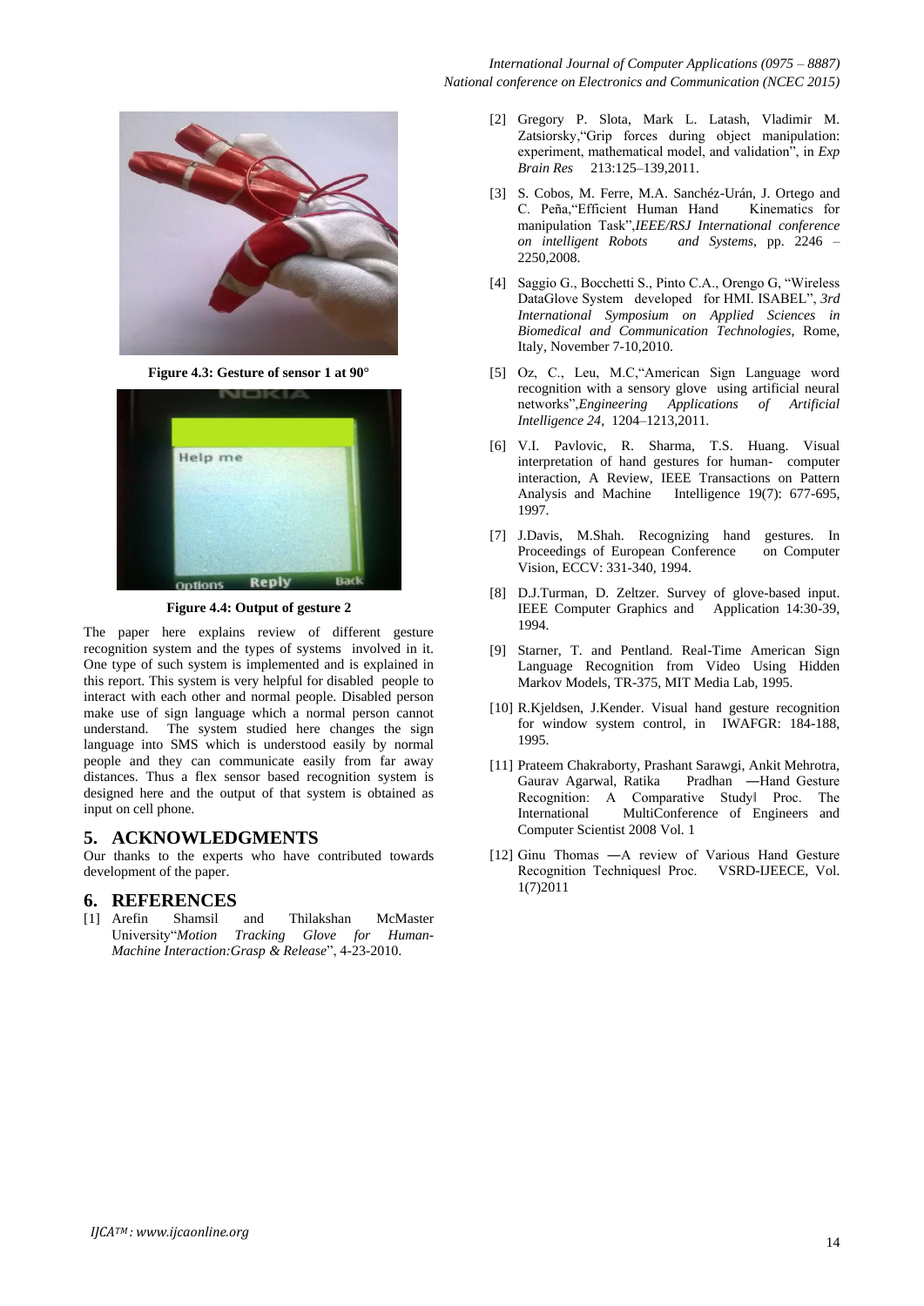Figure 4.3: Gesture of sensor 1 at 90°

Figure 4.4: Output of gesture 2

The paper here explains review of different gesture recognition system and the types of systems involved in it. One type of such system is implemented and is explained in this report. This system is very helpful for disabled people to interact with each other and normal people. Disabled person make use of sign language which a normal person cannot understand. The system studied here changes the sign language into SMS which is understood easily by normal people and they can communicate easily from far away distances. Thus a flex sensor based recognition system is designed here and the output of that system is obtained as input on cell phone.

## 5. ACKNOWLEDGMENTS

Our thanks to the experts who have contributed towards development of the paper.

## 6. REFERENCES

[1] Arefin Shamsil and Thilakshan McMaster University"*Motion Tracking Glove for Human-Machine Interaction:Grasp & Release*", 4-23-2010.

[2] Gregory P. Slota, Mark L. Latash, Vladimir M. Zatsiorsky,"Grip forces during object manipulation: experiment, mathematical model, and validation", in *Exp Brain Res* 213:125–139,2011.

[3] S. Cobos, M. Ferre, M.A. Sanchéz-Urán, J. Ortego and C. Peña,"Efficient Human Hand Kinematics for manipulation Task",*IEEE/RSJ International conference on intelligent Robots and Systems*, pp. 2246 – 2250,2008.

[4] Saggio G., Bocchetti S., Pinto C.A., Orengo G, "Wireless DataGlove System developed for HMI. ISABEL", *3rd International Symposium on Applied Sciences in Biomedical and Communication Technologies*, Rome, Italy, November 7-10,2010.

[5] Oz, C., Leu, M.C,"American Sign Language word recognition with a sensory glove using artificial neural networks",*Engineering Applications of Artificial Intelligence 24*, 1204–1213,2011.

[6] V.I. Pavlovic, R. Sharma, T.S. Huang. Visual interpretation of hand gestures for human- computer interaction, A Review, IEEE Transactions on Pattern Analysis and Machine Intelligence 19(7): 677-695, 1997.

[7] J.Davis, M.Shah. Recognizing hand gestures. In Proceedings of European Conference on Computer Vision, ECCV: 331-340, 1994.

[8] D.J.Turman, D. Zeltzer. Survey of glove-based input. IEEE Computer Graphics and Application 14:30-39, 1994.

[9] Starner, T. and Pentland. Real-Time American Sign Language Recognition from Video Using Hidden Markov Models, TR-375, MIT Media Lab, 1995.

[10] R.Kjeldsen, J.Kender. Visual hand gesture recognition for window system control, in IWAFGR: 184-188, 1995.

[11] Prateem Chakraborty, Prashant Sarawgi, Ankit Mehrotra, Gaurav Agarwal, Ratika Pradhan ―Hand Gesture Recognition: A Comparative Study‖ Proc. The International MultiConference of Engineers and Computer Scientist 2008 Vol. 1

[12] Ginu Thomas ―A review of Various Hand Gesture Recognition Techniques‖ Proc. VSRD-IJEECE, Vol. 1(7)2011